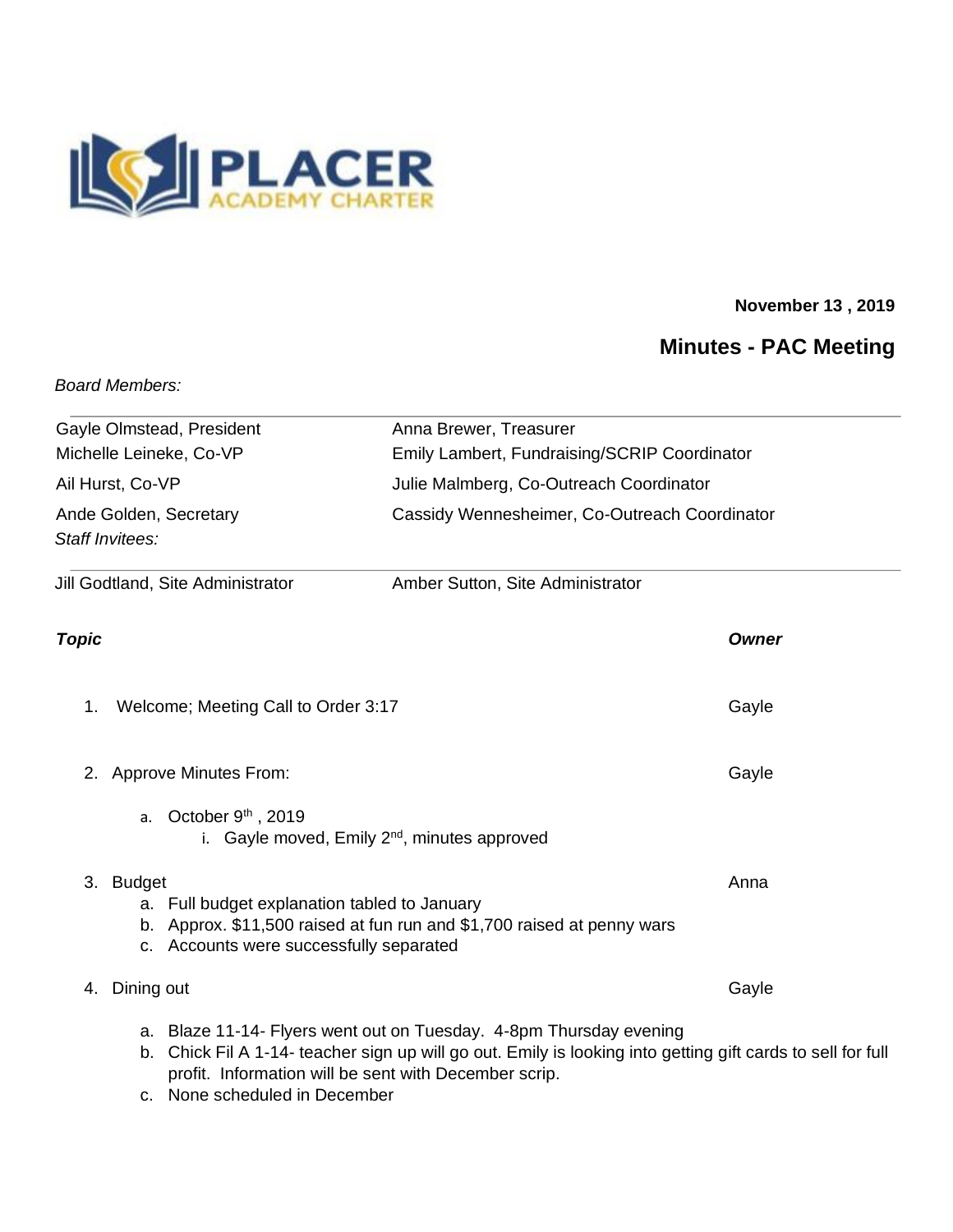**PLACER ACADEMY CHARTER**

**November 13 , 2019**

## Minutes - PAC Meeting

*Board Members:*

| | |
|---|---|
| Gayle Olmstead, President | Anna Brewer, Treasurer |
| Michelle Leineke, Co-VP | Emily Lambert, Fundraising/SCRIP Coordinator |
| Ail Hurst, Co-VP | Julie Malmberg, Co-Outreach Coordinator |
| Ande Golden, Secretary | Cassidy Wennesheimer, Co-Outreach Coordinator |

*Staff Invitees:*

| | |
|---|---|
| Jill Godtland, Site Administrator | Amber Sutton, Site Administrator |

| ***Topic*** | ***Owner*** |
|---|---|
| 1. Welcome; Meeting Call to Order 3:17 | Gayle |
| 2. Approve Minutes From: | Gayle |
| 3. Budget | Anna |
| 4. Dining out | Gayle |

1. Welcome; Meeting Call to Order 3:17 — Gayle

2. Approve Minutes From: — Gayle
   a. October 9th , 2019
      i. Gayle moved, Emily 2nd, minutes approved

3. Budget — Anna
   a. Full budget explanation tabled to January
   b. Approx. $11,500 raised at fun run and $1,700 raised at penny wars
   c. Accounts were successfully separated

4. Dining out — Gayle
   a. Blaze 11-14- Flyers went out on Tuesday. 4-8pm Thursday evening
   b. Chick Fil A 1-14- teacher sign up will go out. Emily is looking into getting gift cards to sell for full profit. Information will be sent with December scrip.
   c. None scheduled in December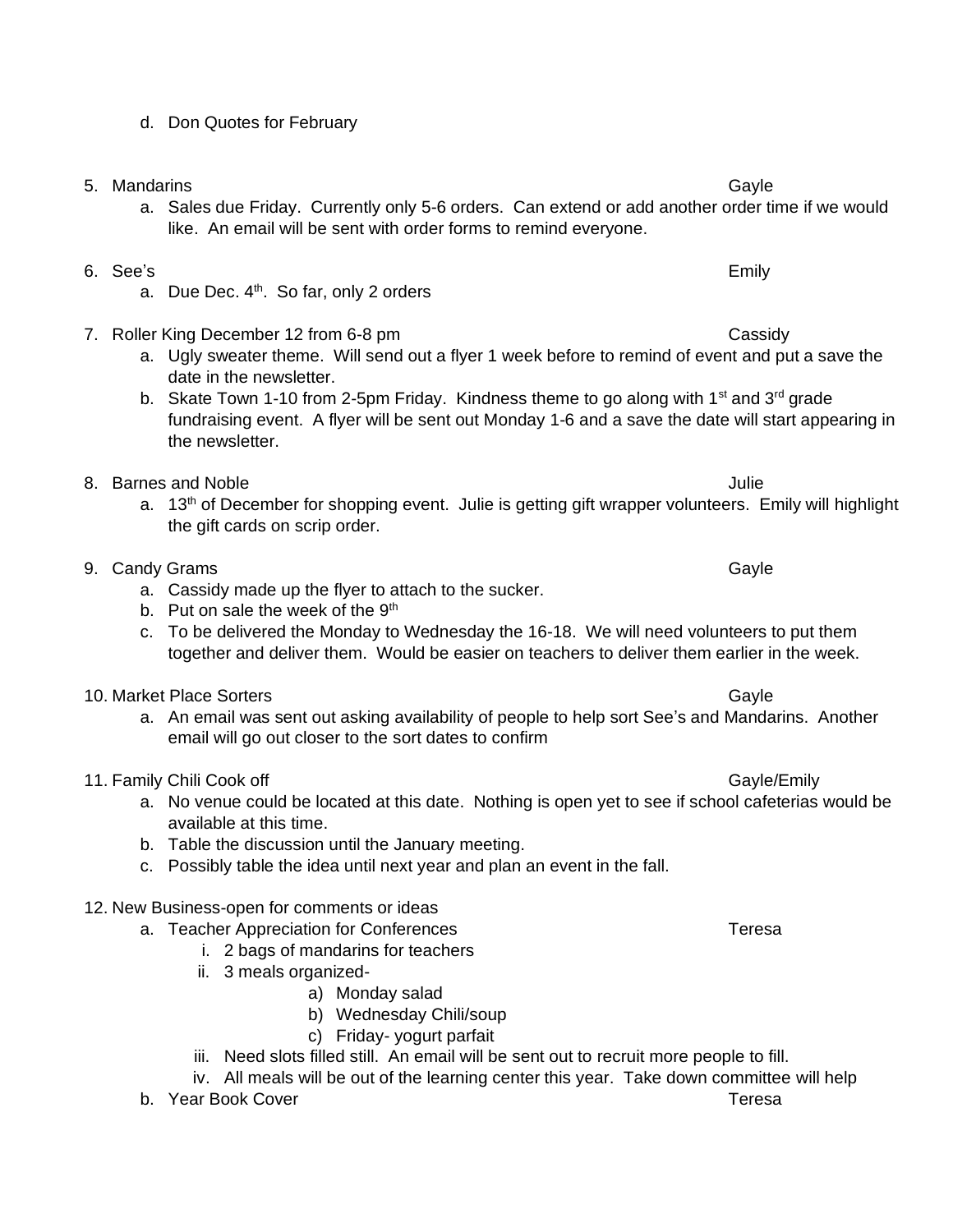d. Don Quotes for February

5. Mandarins — Gayle
    a. Sales due Friday. Currently only 5-6 orders. Can extend or add another order time if we would like. An email will be sent with order forms to remind everyone.

6. See's — Emily
    a. Due Dec. 4th. So far, only 2 orders

7. Roller King December 12 from 6-8 pm — Cassidy
    a. Ugly sweater theme. Will send out a flyer 1 week before to remind of event and put a save the date in the newsletter.
    b. Skate Town 1-10 from 2-5pm Friday. Kindness theme to go along with 1st and 3rd grade fundraising event. A flyer will be sent out Monday 1-6 and a save the date will start appearing in the newsletter.

8. Barnes and Noble — Julie
    a. 13th of December for shopping event. Julie is getting gift wrapper volunteers. Emily will highlight the gift cards on scrip order.

9. Candy Grams — Gayle
    a. Cassidy made up the flyer to attach to the sucker.
    b. Put on sale the week of the 9th
    c. To be delivered the Monday to Wednesday the 16-18. We will need volunteers to put them together and deliver them. Would be easier on teachers to deliver them earlier in the week.

10. Market Place Sorters — Gayle
    a. An email was sent out asking availability of people to help sort See's and Mandarins. Another email will go out closer to the sort dates to confirm

11. Family Chili Cook off — Gayle/Emily
    a. No venue could be located at this date. Nothing is open yet to see if school cafeterias would be available at this time.
    b. Table the discussion until the January meeting.
    c. Possibly table the idea until next year and plan an event in the fall.

12. New Business-open for comments or ideas
    a. Teacher Appreciation for Conferences — Teresa
        i. 2 bags of mandarins for teachers
        ii. 3 meals organized-
            a) Monday salad
            b) Wednesday Chili/soup
            c) Friday- yogurt parfait
        iii. Need slots filled still. An email will be sent out to recruit more people to fill.
        iv. All meals will be out of the learning center this year. Take down committee will help
    b. Year Book Cover — Teresa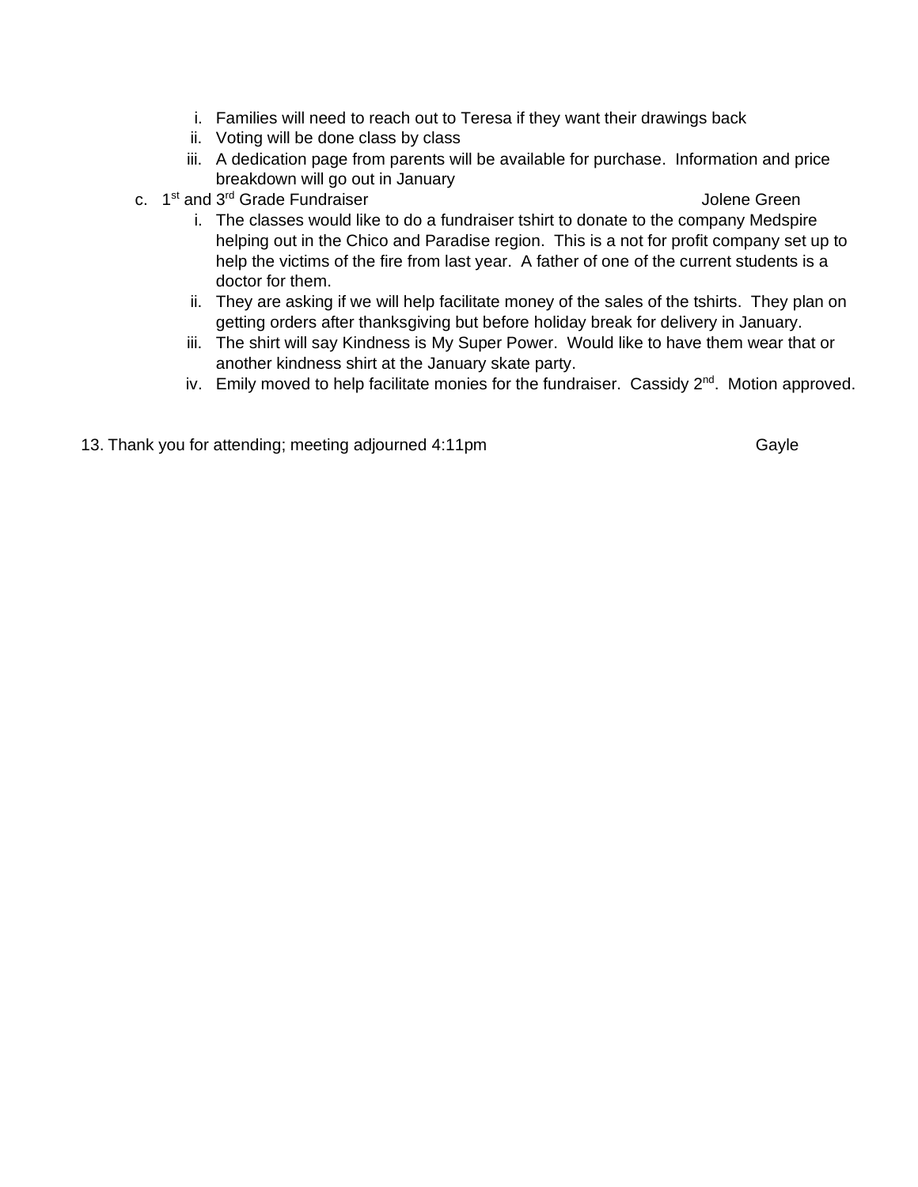i. Families will need to reach out to Teresa if they want their drawings back
   ii. Voting will be done class by class
   iii. A dedication page from parents will be available for purchase. Information and price breakdown will go out in January

c. 1st and 3rd Grade Fundraiser — Jolene Green
   i. The classes would like to do a fundraiser tshirt to donate to the company Medspire helping out in the Chico and Paradise region. This is a not for profit company set up to help the victims of the fire from last year. A father of one of the current students is a doctor for them.
   ii. They are asking if we will help facilitate money of the sales of the tshirts. They plan on getting orders after thanksgiving but before holiday break for delivery in January.
   iii. The shirt will say Kindness is My Super Power. Would like to have them wear that or another kindness shirt at the January skate party.
   iv. Emily moved to help facilitate monies for the fundraiser. Cassidy 2nd. Motion approved.

13. Thank you for attending; meeting adjourned 4:11pm — Gayle